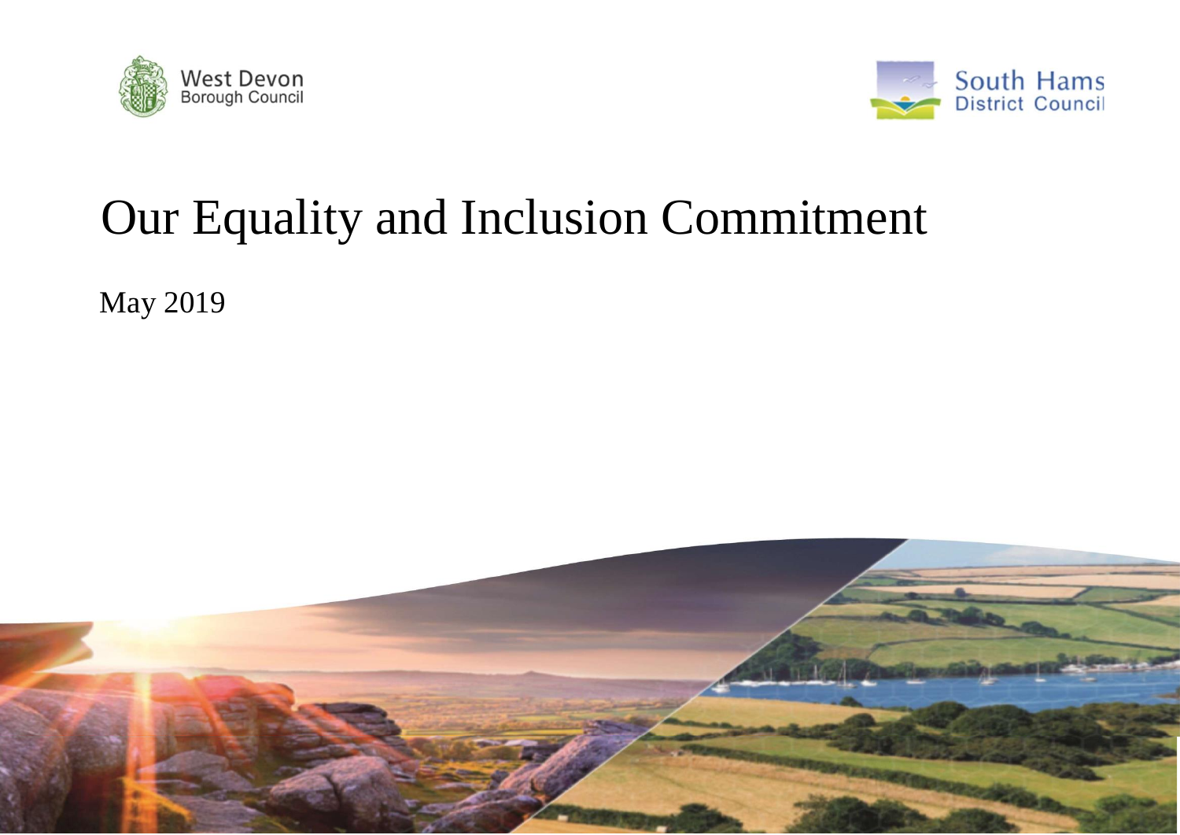West Devon Borough Council

South Hams District Council

# Our Equality and Inclusion Commitment

May 2019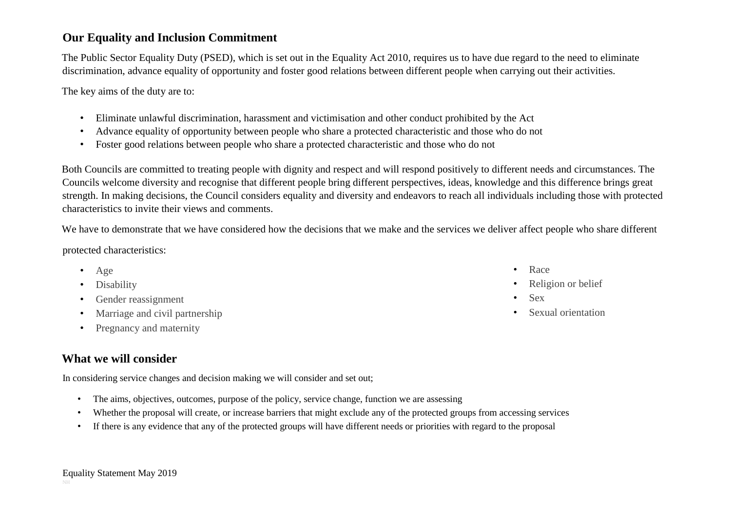## Our Equality and Inclusion Commitment

The Public Sector Equality Duty (PSED), which is set out in the Equality Act 2010, requires us to have due regard to the need to eliminate discrimination, advance equality of opportunity and foster good relations between different people when carrying out their activities.

The key aims of the duty are to:

- Eliminate unlawful discrimination, harassment and victimisation and other conduct prohibited by the Act
- Advance equality of opportunity between people who share a protected characteristic and those who do not
- Foster good relations between people who share a protected characteristic and those who do not

Both Councils are committed to treating people with dignity and respect and will respond positively to different needs and circumstances. The Councils welcome diversity and recognise that different people bring different perspectives, ideas, knowledge and this difference brings great strength. In making decisions, the Council considers equality and diversity and endeavors to reach all individuals including those with protected characteristics to invite their views and comments.

We have to demonstrate that we have considered how the decisions that we make and the services we deliver affect people who share different protected characteristics:

- Age
- Disability
- Gender reassignment
- Marriage and civil partnership
- Pregnancy and maternity
- Race
- Religion or belief
- Sex
- Sexual orientation

## What we will consider

In considering service changes and decision making we will consider and set out;

- The aims, objectives, outcomes, purpose of the policy, service change, function we are assessing
- Whether the proposal will create, or increase barriers that might exclude any of the protected groups from accessing services
- If there is any evidence that any of the protected groups will have different needs or priorities with regard to the proposal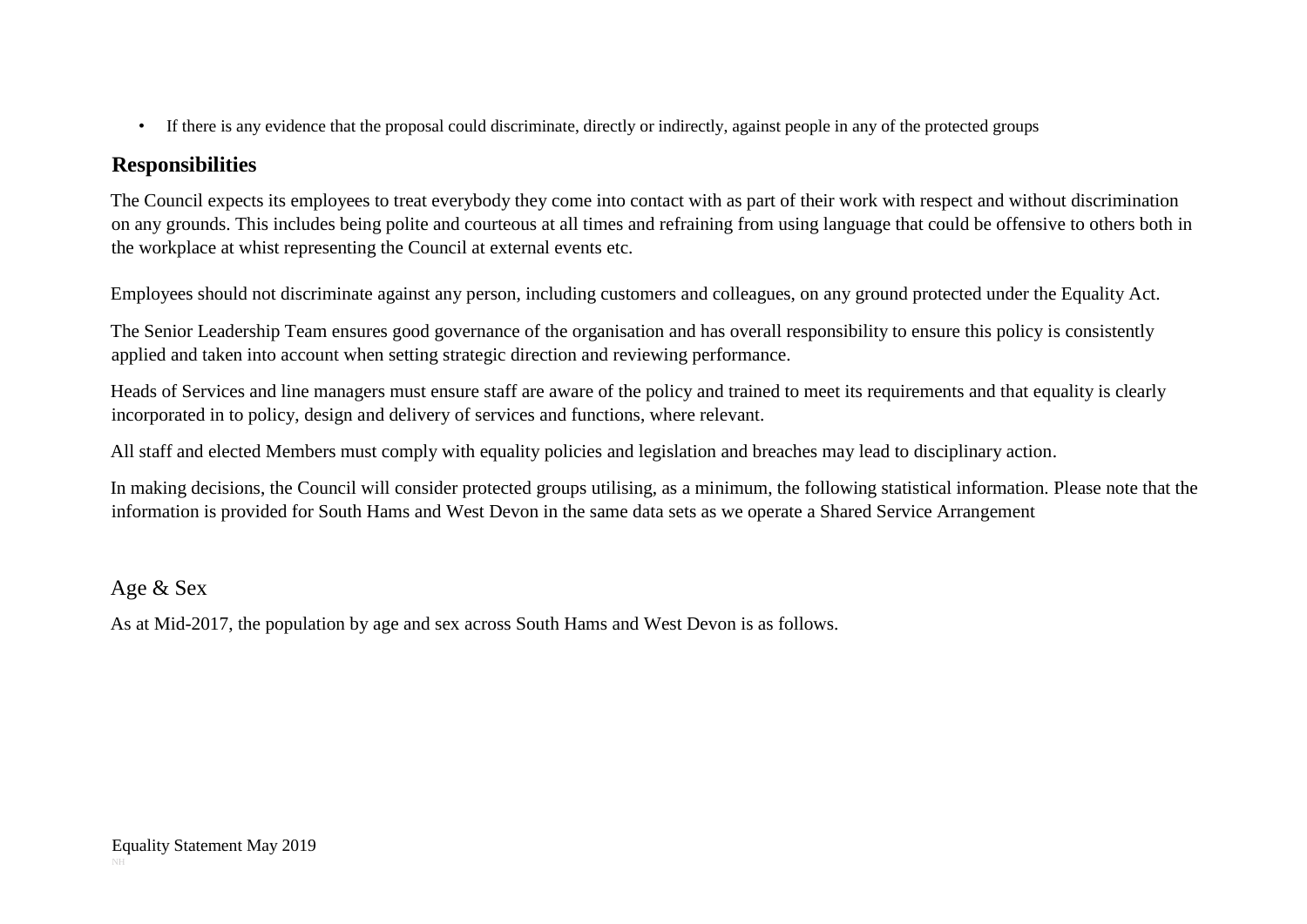- If there is any evidence that the proposal could discriminate, directly or indirectly, against people in any of the protected groups

## Responsibilities

The Council expects its employees to treat everybody they come into contact with as part of their work with respect and without discrimination on any grounds. This includes being polite and courteous at all times and refraining from using language that could be offensive to others both in the workplace at whist representing the Council at external events etc.

Employees should not discriminate against any person, including customers and colleagues, on any ground protected under the Equality Act.

The Senior Leadership Team ensures good governance of the organisation and has overall responsibility to ensure this policy is consistently applied and taken into account when setting strategic direction and reviewing performance.

Heads of Services and line managers must ensure staff are aware of the policy and trained to meet its requirements and that equality is clearly incorporated in to policy, design and delivery of services and functions, where relevant.

All staff and elected Members must comply with equality policies and legislation and breaches may lead to disciplinary action.

In making decisions, the Council will consider protected groups utilising, as a minimum, the following statistical information. Please note that the information is provided for South Hams and West Devon in the same data sets as we operate a Shared Service Arrangement

### Age & Sex

As at Mid-2017, the population by age and sex across South Hams and West Devon is as follows.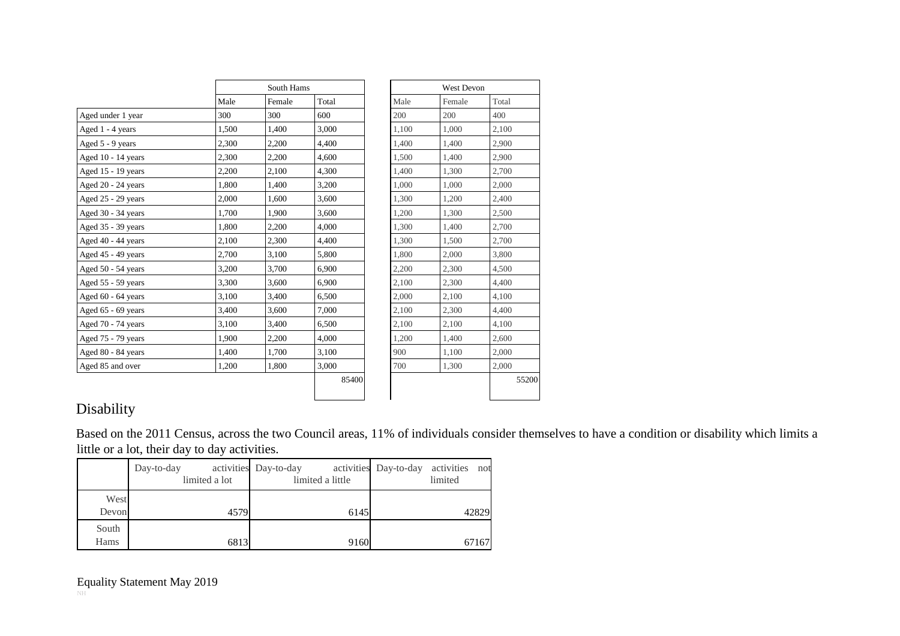| | South Hams | | | West Devon | | |
|---|---|---|---|---|---|---|
| | Male | Female | Total | Male | Female | Total |
| Aged under 1 year | 300 | 300 | 600 | 200 | 200 | 400 |
| Aged 1 - 4 years | 1,500 | 1,400 | 3,000 | 1,100 | 1,000 | 2,100 |
| Aged 5 - 9 years | 2,300 | 2,200 | 4,400 | 1,400 | 1,400 | 2,900 |
| Aged 10 - 14 years | 2,300 | 2,200 | 4,600 | 1,500 | 1,400 | 2,900 |
| Aged 15 - 19 years | 2,200 | 2,100 | 4,300 | 1,400 | 1,300 | 2,700 |
| Aged 20 - 24 years | 1,800 | 1,400 | 3,200 | 1,000 | 1,000 | 2,000 |
| Aged 25 - 29 years | 2,000 | 1,600 | 3,600 | 1,300 | 1,200 | 2,400 |
| Aged 30 - 34 years | 1,700 | 1,900 | 3,600 | 1,200 | 1,300 | 2,500 |
| Aged 35 - 39 years | 1,800 | 2,200 | 4,000 | 1,300 | 1,400 | 2,700 |
| Aged 40 - 44 years | 2,100 | 2,300 | 4,400 | 1,300 | 1,500 | 2,700 |
| Aged 45 - 49 years | 2,700 | 3,100 | 5,800 | 1,800 | 2,000 | 3,800 |
| Aged 50 - 54 years | 3,200 | 3,700 | 6,900 | 2,200 | 2,300 | 4,500 |
| Aged 55 - 59 years | 3,300 | 3,600 | 6,900 | 2,100 | 2,300 | 4,400 |
| Aged 60 - 64 years | 3,100 | 3,400 | 6,500 | 2,000 | 2,100 | 4,100 |
| Aged 65 - 69 years | 3,400 | 3,600 | 7,000 | 2,100 | 2,300 | 4,400 |
| Aged 70 - 74 years | 3,100 | 3,400 | 6,500 | 2,100 | 2,100 | 4,100 |
| Aged 75 - 79 years | 1,900 | 2,200 | 4,000 | 1,200 | 1,400 | 2,600 |
| Aged 80 - 84 years | 1,400 | 1,700 | 3,100 | 900 | 1,100 | 2,000 |
| Aged 85 and over | 1,200 | 1,800 | 3,000 | 700 | 1,300 | 2,000 |
| | | | 85400 | | | 55200 |

## Disability

Based on the 2011 Census, across the two Council areas, 11% of individuals consider themselves to have a condition or disability which limits a little or a lot, their day to day activities.

| | Day-to-day activities limited a lot | Day-to-day activities limited a little | Day-to-day activities not limited |
|---|---|---|---|
| West Devon | 4579 | 6145 | 42829 |
| South Hams | 6813 | 9160 | 67167 |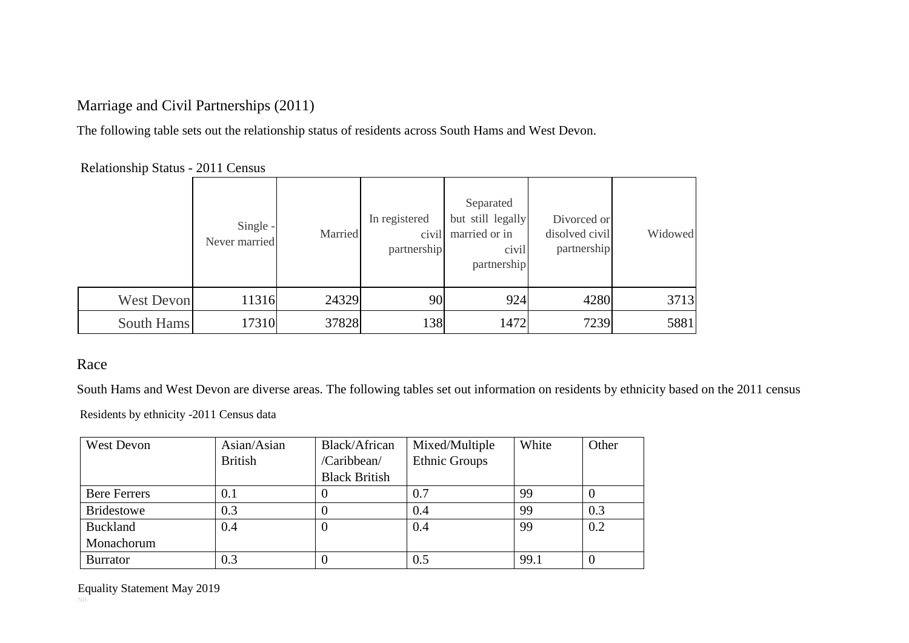## Marriage and Civil Partnerships (2011)

The following table sets out the relationship status of residents across South Hams and West Devon.

Relationship Status - 2011 Census

| | Single - Never married | Married | In registered civil partnership | Separated but still legally married or in civil partnership | Divorced or disolved civil partnership | Widowed |
|---|---|---|---|---|---|---|
| West Devon | 11316 | 24329 | 90 | 924 | 4280 | 3713 |
| South Hams | 17310 | 37828 | 138 | 1472 | 7239 | 5881 |

## Race

South Hams and West Devon are diverse areas. The following tables set out information on residents by ethnicity based on the 2011 census

Residents by ethnicity -2011 Census data

| West Devon | Asian/Asian British | Black/African /Caribbean/ Black British | Mixed/Multiple Ethnic Groups | White | Other |
|---|---|---|---|---|---|
| Bere Ferrers | 0.1 | 0 | 0.7 | 99 | 0 |
| Bridestowe | 0.3 | 0 | 0.4 | 99 | 0.3 |
| Buckland Monachorum | 0.4 | 0 | 0.4 | 99 | 0.2 |
| Burrator | 0.3 | 0 | 0.5 | 99.1 | 0 |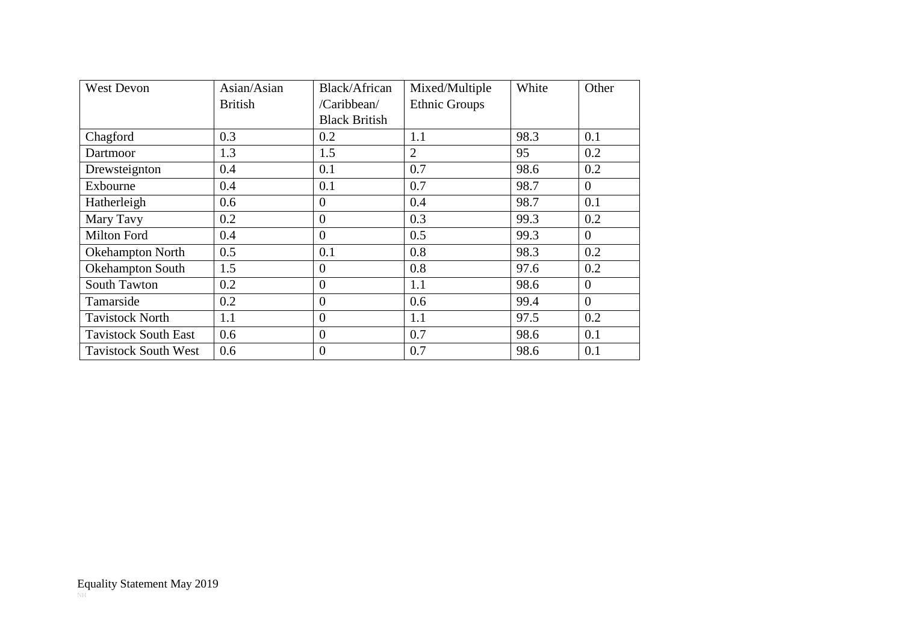| West Devon | Asian/Asian British | Black/African /Caribbean/ Black British | Mixed/Multiple Ethnic Groups | White | Other |
|---|---|---|---|---|---|
| Chagford | 0.3 | 0.2 | 1.1 | 98.3 | 0.1 |
| Dartmoor | 1.3 | 1.5 | 2 | 95 | 0.2 |
| Drewsteignton | 0.4 | 0.1 | 0.7 | 98.6 | 0.2 |
| Exbourne | 0.4 | 0.1 | 0.7 | 98.7 | 0 |
| Hatherleigh | 0.6 | 0 | 0.4 | 98.7 | 0.1 |
| Mary Tavy | 0.2 | 0 | 0.3 | 99.3 | 0.2 |
| Milton Ford | 0.4 | 0 | 0.5 | 99.3 | 0 |
| Okehampton North | 0.5 | 0.1 | 0.8 | 98.3 | 0.2 |
| Okehampton South | 1.5 | 0 | 0.8 | 97.6 | 0.2 |
| South Tawton | 0.2 | 0 | 1.1 | 98.6 | 0 |
| Tamarside | 0.2 | 0 | 0.6 | 99.4 | 0 |
| Tavistock North | 1.1 | 0 | 1.1 | 97.5 | 0.2 |
| Tavistock South East | 0.6 | 0 | 0.7 | 98.6 | 0.1 |
| Tavistock South West | 0.6 | 0 | 0.7 | 98.6 | 0.1 |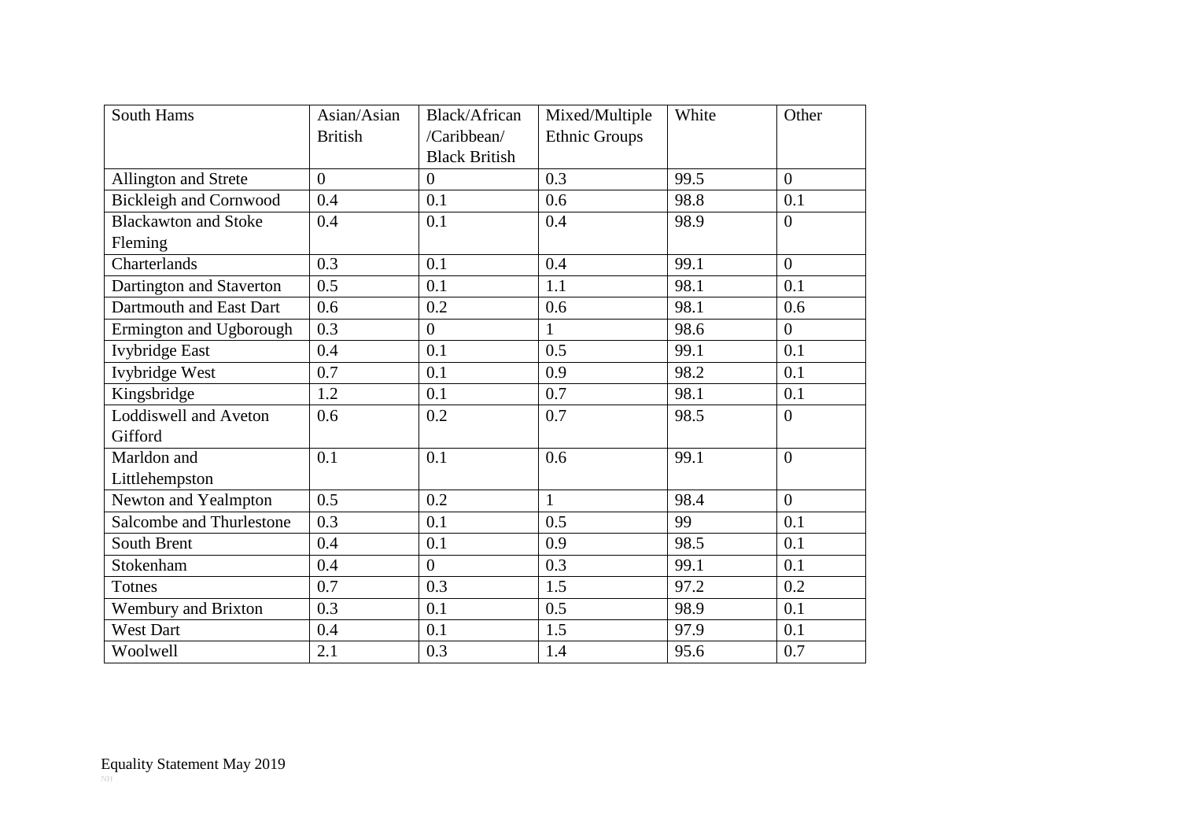| South Hams | Asian/Asian British | Black/African /Caribbean/ Black British | Mixed/Multiple Ethnic Groups | White | Other |
|---|---|---|---|---|---|
| Allington and Strete | 0 | 0 | 0.3 | 99.5 | 0 |
| Bickleigh and Cornwood | 0.4 | 0.1 | 0.6 | 98.8 | 0.1 |
| Blackawton and Stoke Fleming | 0.4 | 0.1 | 0.4 | 98.9 | 0 |
| Charterlands | 0.3 | 0.1 | 0.4 | 99.1 | 0 |
| Dartington and Staverton | 0.5 | 0.1 | 1.1 | 98.1 | 0.1 |
| Dartmouth and East Dart | 0.6 | 0.2 | 0.6 | 98.1 | 0.6 |
| Ermington and Ugborough | 0.3 | 0 | 1 | 98.6 | 0 |
| Ivybridge East | 0.4 | 0.1 | 0.5 | 99.1 | 0.1 |
| Ivybridge West | 0.7 | 0.1 | 0.9 | 98.2 | 0.1 |
| Kingsbridge | 1.2 | 0.1 | 0.7 | 98.1 | 0.1 |
| Loddiswell and Aveton Gifford | 0.6 | 0.2 | 0.7 | 98.5 | 0 |
| Marldon and Littlehempston | 0.1 | 0.1 | 0.6 | 99.1 | 0 |
| Newton and Yealmpton | 0.5 | 0.2 | 1 | 98.4 | 0 |
| Salcombe and Thurlestone | 0.3 | 0.1 | 0.5 | 99 | 0.1 |
| South Brent | 0.4 | 0.1 | 0.9 | 98.5 | 0.1 |
| Stokenham | 0.4 | 0 | 0.3 | 99.1 | 0.1 |
| Totnes | 0.7 | 0.3 | 1.5 | 97.2 | 0.2 |
| Wembury and Brixton | 0.3 | 0.1 | 0.5 | 98.9 | 0.1 |
| West Dart | 0.4 | 0.1 | 1.5 | 97.9 | 0.1 |
| Woolwell | 2.1 | 0.3 | 1.4 | 95.6 | 0.7 |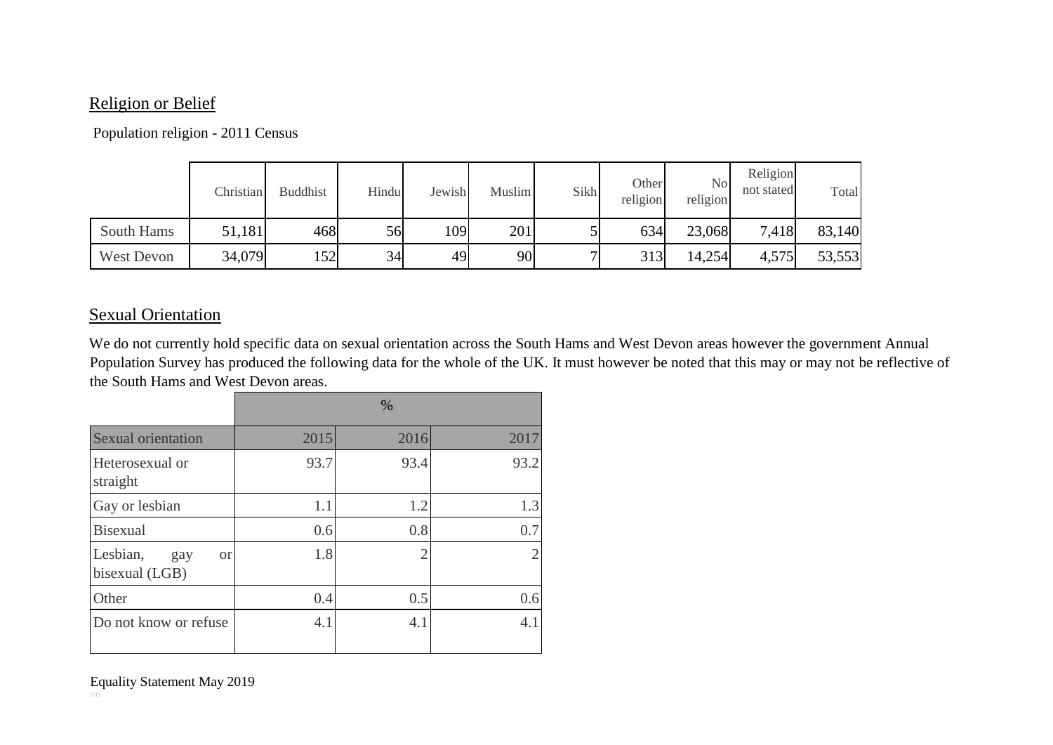## Religion or Belief

Population religion - 2011 Census

| | Christian | Buddhist | Hindu | Jewish | Muslim | Sikh | Other religion | No religion | Religion not stated | Total |
|---|---|---|---|---|---|---|---|---|---|---|
| South Hams | 51,181 | 468 | 56 | 109 | 201 | 5 | 634 | 23,068 | 7,418 | 83,140 |
| West Devon | 34,079 | 152 | 34 | 49 | 90 | 7 | 313 | 14,254 | 4,575 | 53,553 |

## Sexual Orientation

We do not currently hold specific data on sexual orientation across the South Hams and West Devon areas however the government Annual Population Survey has produced the following data for the whole of the UK. It must however be noted that this may or may not be reflective of the South Hams and West Devon areas.

| | % | | |
|---|---|---|---|
| Sexual orientation | 2015 | 2016 | 2017 |
| Heterosexual or straight | 93.7 | 93.4 | 93.2 |
| Gay or lesbian | 1.1 | 1.2 | 1.3 |
| Bisexual | 0.6 | 0.8 | 0.7 |
| Lesbian, gay or bisexual (LGB) | 1.8 | 2 | 2 |
| Other | 0.4 | 0.5 | 0.6 |
| Do not know or refuse | 4.1 | 4.1 | 4.1 |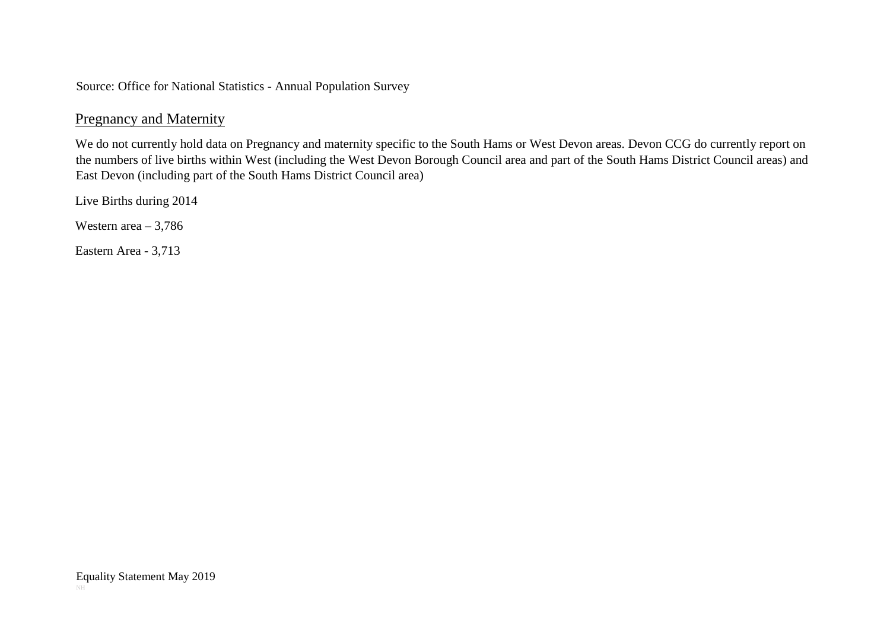Source: Office for National Statistics - Annual Population Survey

## Pregnancy and Maternity

We do not currently hold data on Pregnancy and maternity specific to the South Hams or West Devon areas. Devon CCG do currently report on the numbers of live births within West (including the West Devon Borough Council area and part of the South Hams District Council areas) and East Devon (including part of the South Hams District Council area)

Live Births during 2014

Western area – 3,786

Eastern Area - 3,713